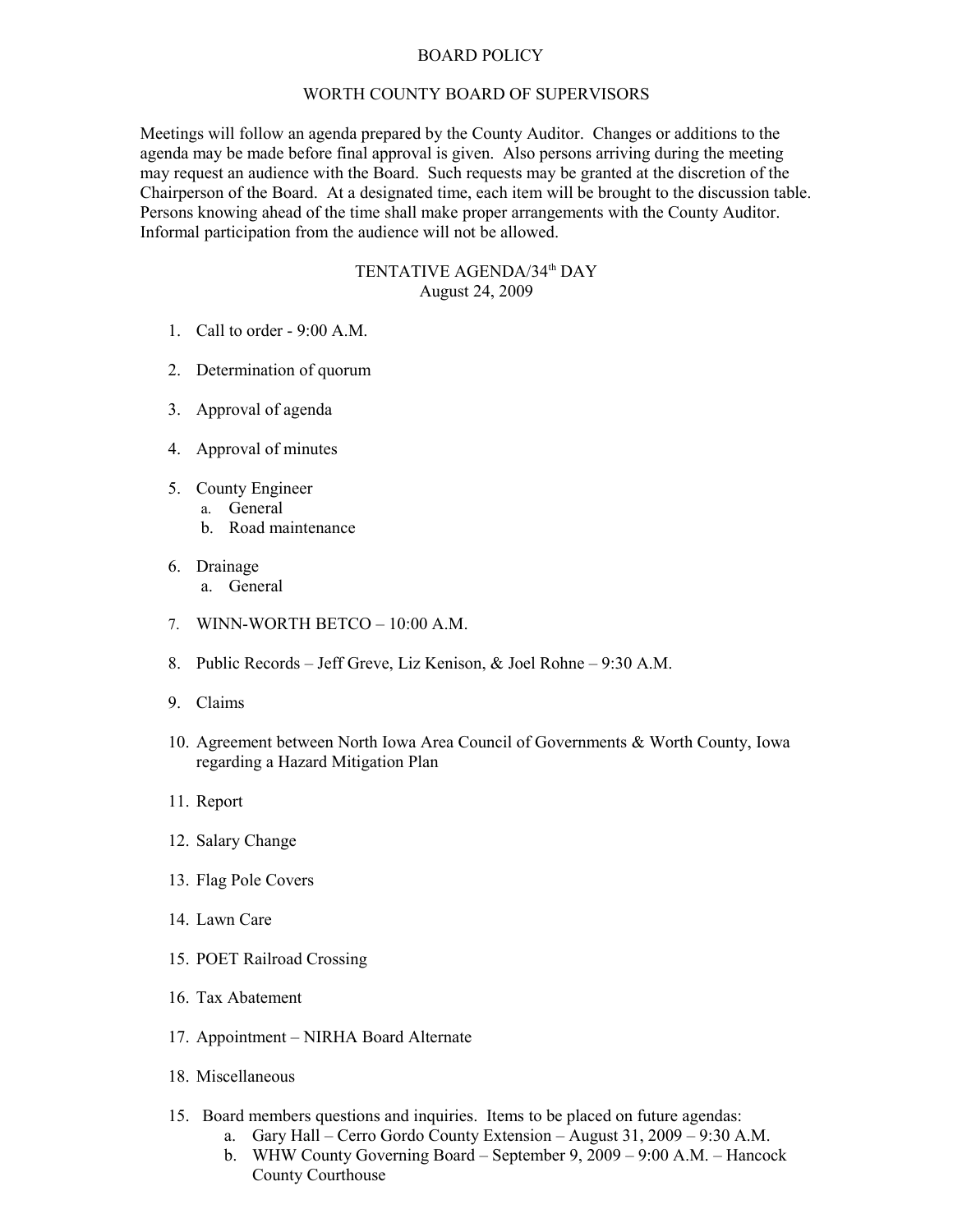# BOARD POLICY

## WORTH COUNTY BOARD OF SUPERVISORS

Meetings will follow an agenda prepared by the County Auditor. Changes or additions to the agenda may be made before final approval is given. Also persons arriving during the meeting may request an audience with the Board. Such requests may be granted at the discretion of the Chairperson of the Board. At a designated time, each item will be brought to the discussion table. Persons knowing ahead of the time shall make proper arrangements with the County Auditor. Informal participation from the audience will not be allowed.

## TENTATIVE AGENDA/34th DAY
August 24, 2009

1. Call to order - 9:00 A.M.

2. Determination of quorum

3. Approval of agenda

4. Approval of minutes

5. County Engineer
   a. General
   b. Road maintenance

6. Drainage
   a. General

7. WINN-WORTH BETCO – 10:00 A.M.

8. Public Records – Jeff Greve, Liz Kenison, & Joel Rohne – 9:30 A.M.

9. Claims

10. Agreement between North Iowa Area Council of Governments & Worth County, Iowa regarding a Hazard Mitigation Plan

11. Report

12. Salary Change

13. Flag Pole Covers

14. Lawn Care

15. POET Railroad Crossing

16. Tax Abatement

17. Appointment – NIRHA Board Alternate

18. Miscellaneous

15. Board members questions and inquiries. Items to be placed on future agendas:
    a. Gary Hall – Cerro Gordo County Extension – August 31, 2009 – 9:30 A.M.
    b. WHW County Governing Board – September 9, 2009 – 9:00 A.M. – Hancock County Courthouse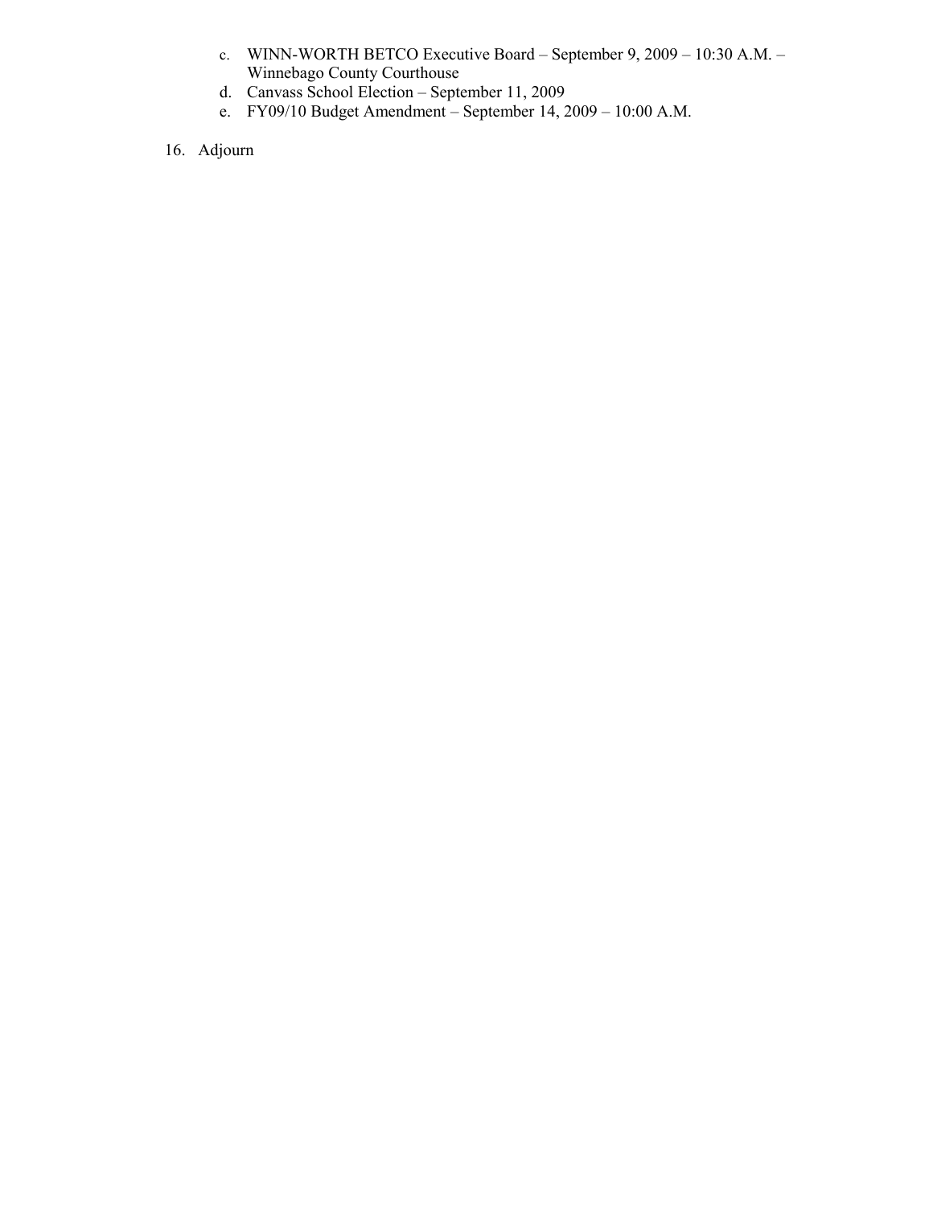c. WINN-WORTH BETCO Executive Board – September 9, 2009 – 10:30 A.M. – Winnebago County Courthouse
d. Canvass School Election – September 11, 2009
e. FY09/10 Budget Amendment – September 14, 2009 – 10:00 A.M.

16. Adjourn